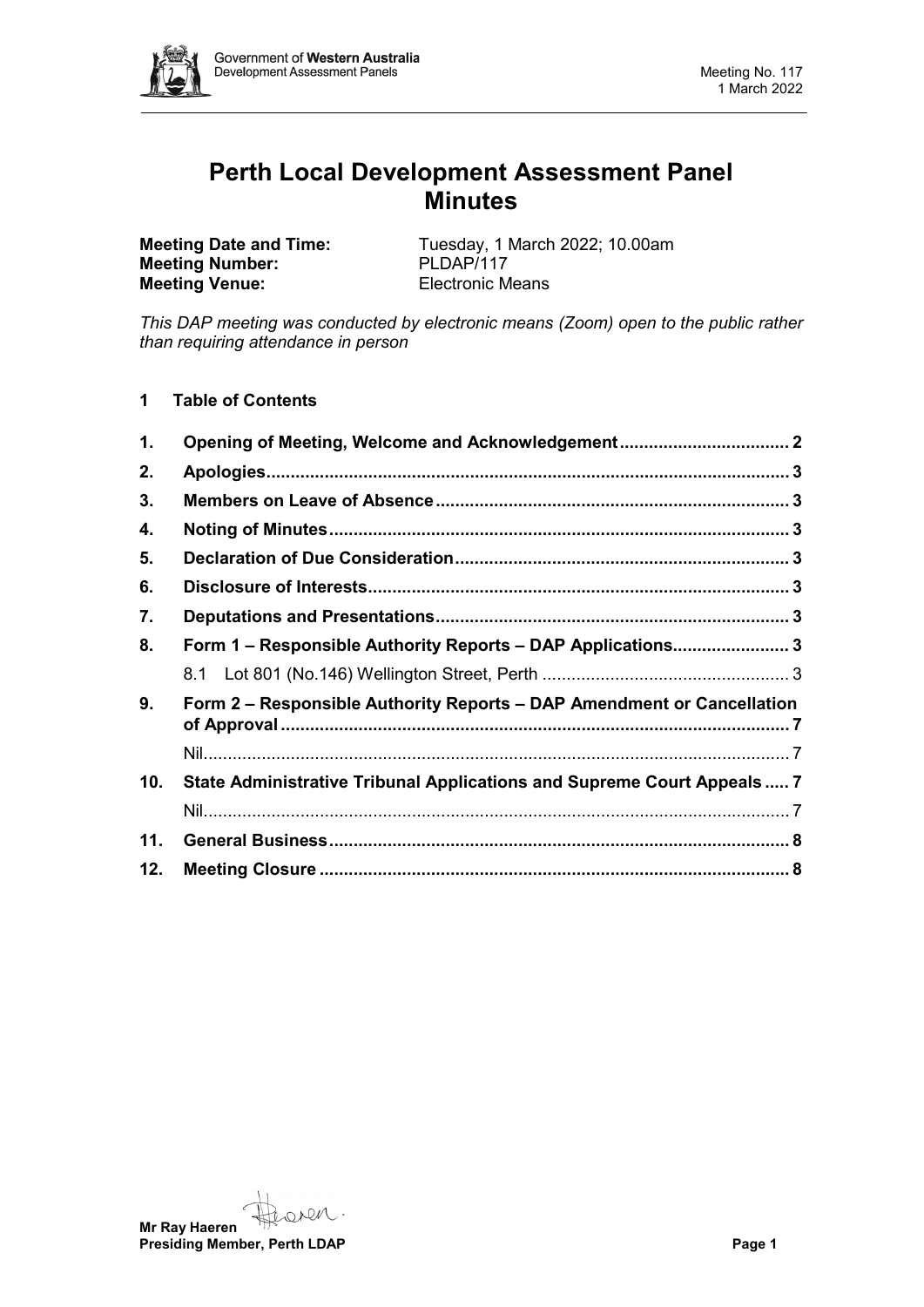# Perth Local Development Assessment Panel Minutes

**Meeting Date and Time:** Tuesday, 1 March 2022; 10.00am
**Meeting Number:** PLDAP/117
**Meeting Venue:** Electronic Means

*This DAP meeting was conducted by electronic means (Zoom) open to the public rather than requiring attendance in person*

## 1 Table of Contents

| | | |
|---|---|---|
| 1. | Opening of Meeting, Welcome and Acknowledgement | 2 |
| 2. | Apologies | 3 |
| 3. | Members on Leave of Absence | 3 |
| 4. | Noting of Minutes | 3 |
| 5. | Declaration of Due Consideration | 3 |
| 6. | Disclosure of Interests | 3 |
| 7. | Deputations and Presentations | 3 |
| 8. | Form 1 – Responsible Authority Reports – DAP Applications | 3 |
| | 8.1 Lot 801 (No.146) Wellington Street, Perth | 3 |
| 9. | Form 2 – Responsible Authority Reports – DAP Amendment or Cancellation of Approval | 7 |
| | Nil | 7 |
| 10. | State Administrative Tribunal Applications and Supreme Court Appeals | 7 |
| | Nil | 7 |
| 11. | General Business | 8 |
| 12. | Meeting Closure | 8 |

**Mr Ray Haeren**
**Presiding Member, Perth LDAP**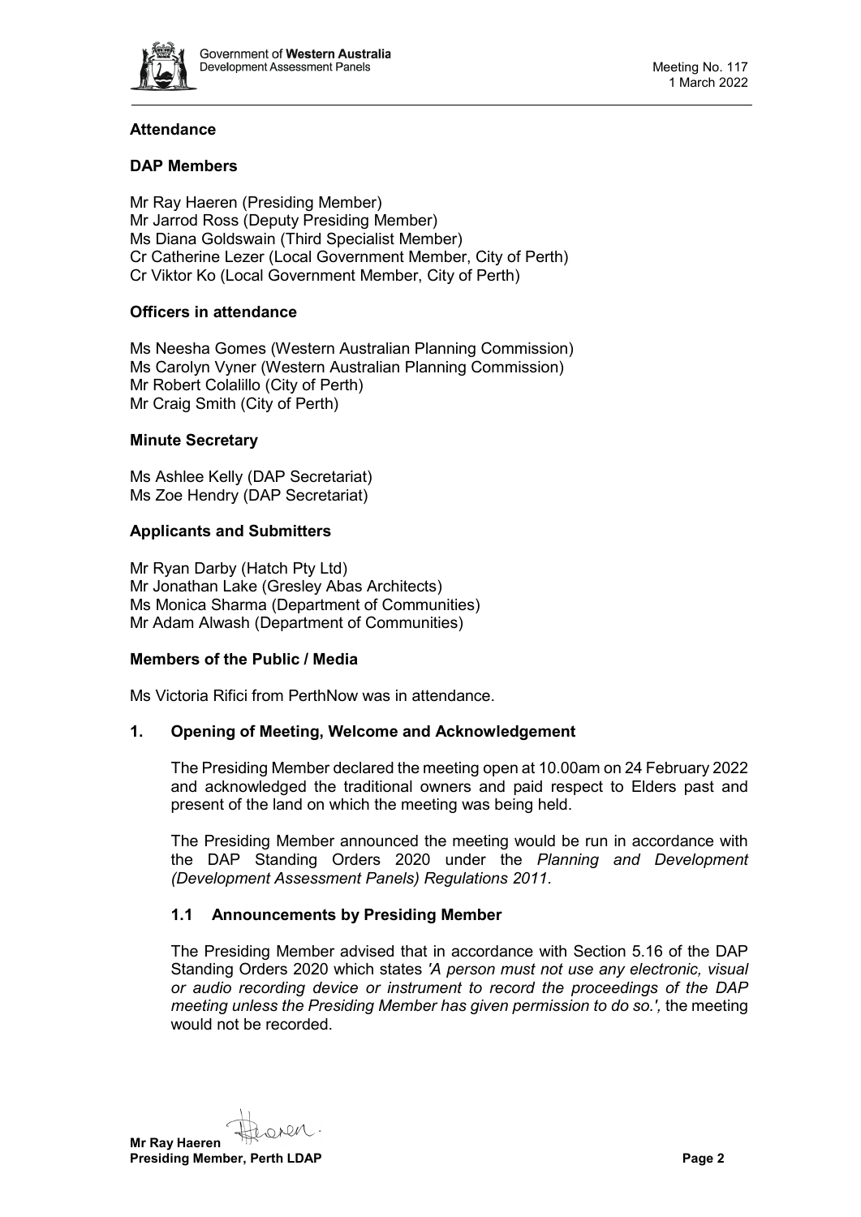## Attendance

### DAP Members

Mr Ray Haeren (Presiding Member)
Mr Jarrod Ross (Deputy Presiding Member)
Ms Diana Goldswain (Third Specialist Member)
Cr Catherine Lezer (Local Government Member, City of Perth)
Cr Viktor Ko (Local Government Member, City of Perth)

### Officers in attendance

Ms Neesha Gomes (Western Australian Planning Commission)
Ms Carolyn Vyner (Western Australian Planning Commission)
Mr Robert Colalillo (City of Perth)
Mr Craig Smith (City of Perth)

### Minute Secretary

Ms Ashlee Kelly (DAP Secretariat)
Ms Zoe Hendry (DAP Secretariat)

### Applicants and Submitters

Mr Ryan Darby (Hatch Pty Ltd)
Mr Jonathan Lake (Gresley Abas Architects)
Ms Monica Sharma (Department of Communities)
Mr Adam Alwash (Department of Communities)

### Members of the Public / Media

Ms Victoria Rifici from PerthNow was in attendance.

## 1. Opening of Meeting, Welcome and Acknowledgement

The Presiding Member declared the meeting open at 10.00am on 24 February 2022 and acknowledged the traditional owners and paid respect to Elders past and present of the land on which the meeting was being held.

The Presiding Member announced the meeting would be run in accordance with the DAP Standing Orders 2020 under the *Planning and Development (Development Assessment Panels) Regulations 2011.*

### 1.1 Announcements by Presiding Member

The Presiding Member advised that in accordance with Section 5.16 of the DAP Standing Orders 2020 which states *'A person must not use any electronic, visual or audio recording device or instrument to record the proceedings of the DAP meeting unless the Presiding Member has given permission to do so.',* the meeting would not be recorded.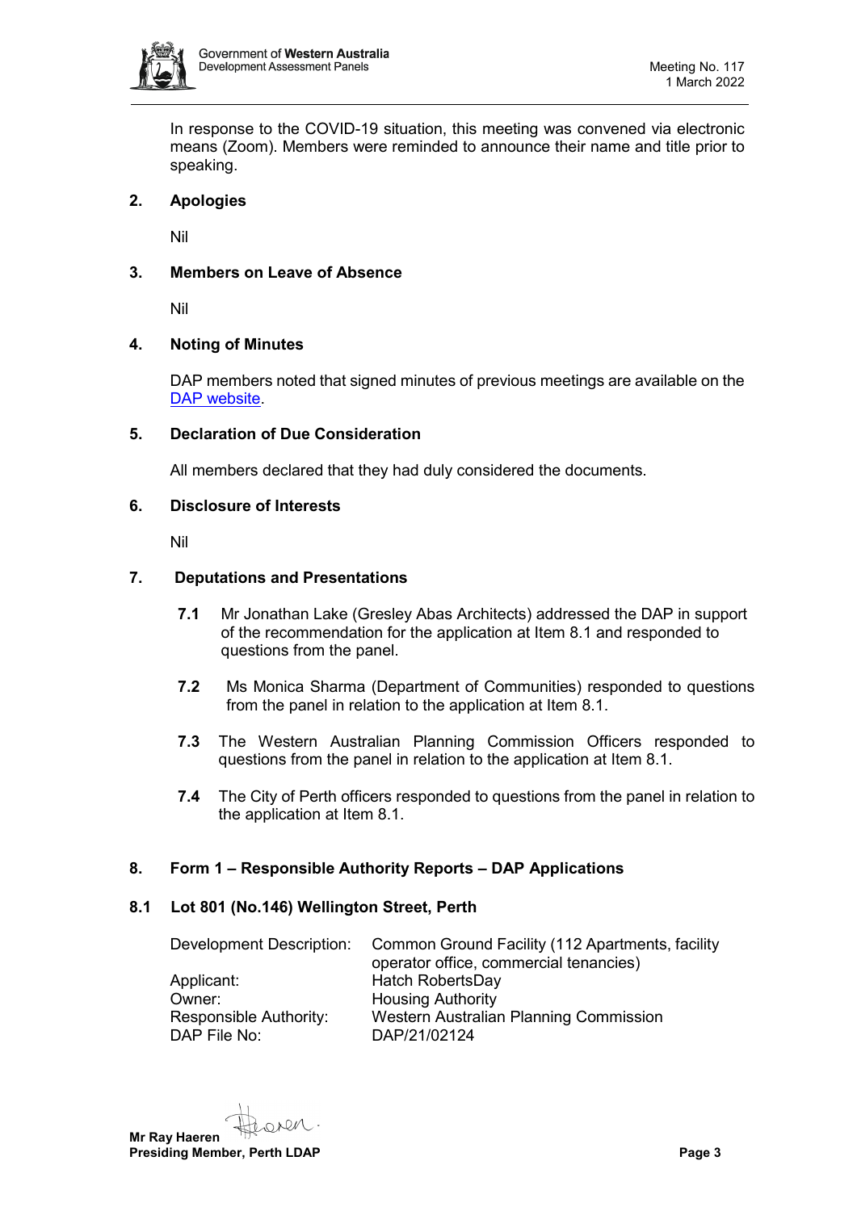In response to the COVID-19 situation, this meeting was convened via electronic means (Zoom). Members were reminded to announce their name and title prior to speaking.

## 2. Apologies

Nil

## 3. Members on Leave of Absence

Nil

## 4. Noting of Minutes

DAP members noted that signed minutes of previous meetings are available on the DAP website.

## 5. Declaration of Due Consideration

All members declared that they had duly considered the documents.

## 6. Disclosure of Interests

Nil

## 7. Deputations and Presentations

**7.1** Mr Jonathan Lake (Gresley Abas Architects) addressed the DAP in support of the recommendation for the application at Item 8.1 and responded to questions from the panel.

**7.2** Ms Monica Sharma (Department of Communities) responded to questions from the panel in relation to the application at Item 8.1.

**7.3** The Western Australian Planning Commission Officers responded to questions from the panel in relation to the application at Item 8.1.

**7.4** The City of Perth officers responded to questions from the panel in relation to the application at Item 8.1.

## 8. Form 1 – Responsible Authority Reports – DAP Applications

### 8.1 Lot 801 (No.146) Wellington Street, Perth

| | |
|---|---|
| Development Description: | Common Ground Facility (112 Apartments, facility operator office, commercial tenancies) |
| Applicant: | Hatch RobertsDay |
| Owner: | Housing Authority |
| Responsible Authority: | Western Australian Planning Commission |
| DAP File No: | DAP/21/02124 |

**Mr Ray Haeren**
**Presiding Member, Perth LDAP**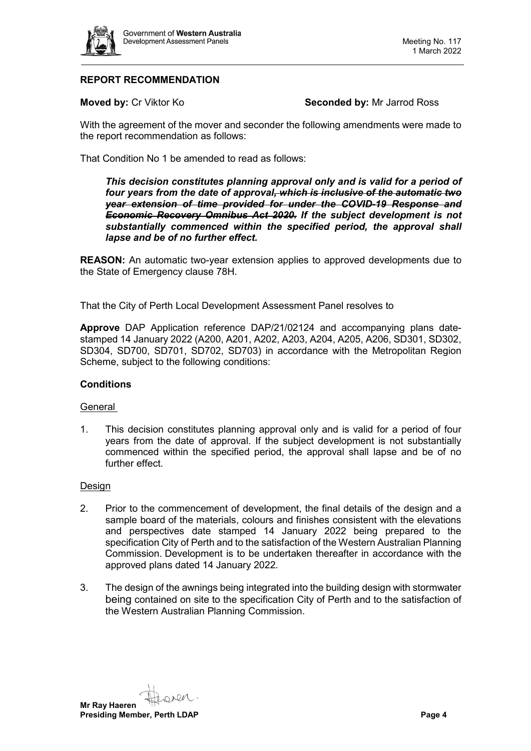## REPORT RECOMMENDATION

**Moved by:** Cr Viktor Ko **Seconded by:** Mr Jarrod Ross

With the agreement of the mover and seconder the following amendments were made to the report recommendation as follows:

That Condition No 1 be amended to read as follows:

> ***This decision constitutes planning approval only and is valid for a period of four years from the date of approval~~, which is inclusive of the automatic two year extension of time provided for under the COVID-19 Response and Economic Recovery Omnibus Act 2020.~~ If the subject development is not substantially commenced within the specified period, the approval shall lapse and be of no further effect.***

**REASON:** An automatic two-year extension applies to approved developments due to the State of Emergency clause 78H.

That the City of Perth Local Development Assessment Panel resolves to

**Approve** DAP Application reference DAP/21/02124 and accompanying plans date-stamped 14 January 2022 (A200, A201, A202, A203, A204, A205, A206, SD301, SD302, SD304, SD700, SD701, SD702, SD703) in accordance with the Metropolitan Region Scheme, subject to the following conditions:

### Conditions

General

1. This decision constitutes planning approval only and is valid for a period of four years from the date of approval. If the subject development is not substantially commenced within the specified period, the approval shall lapse and be of no further effect.

Design

2. Prior to the commencement of development, the final details of the design and a sample board of the materials, colours and finishes consistent with the elevations and perspectives date stamped 14 January 2022 being prepared to the specification City of Perth and to the satisfaction of the Western Australian Planning Commission. Development is to be undertaken thereafter in accordance with the approved plans dated 14 January 2022.

3. The design of the awnings being integrated into the building design with stormwater being contained on site to the specification City of Perth and to the satisfaction of the Western Australian Planning Commission.

**Mr Ray Haeren**
**Presiding Member, Perth LDAP**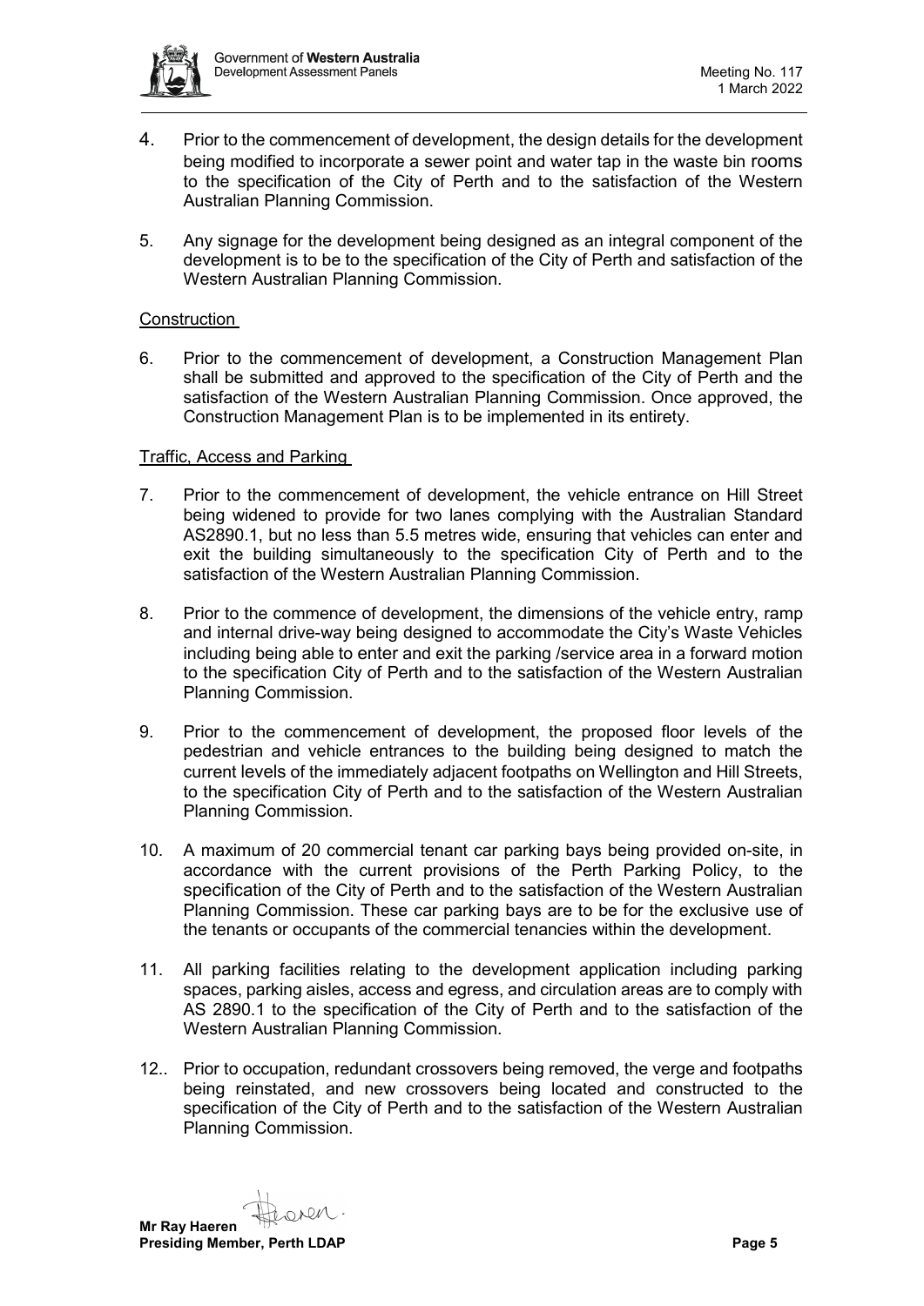4. Prior to the commencement of development, the design details for the development being modified to incorporate a sewer point and water tap in the waste bin rooms to the specification of the City of Perth and to the satisfaction of the Western Australian Planning Commission.

5. Any signage for the development being designed as an integral component of the development is to be to the specification of the City of Perth and satisfaction of the Western Australian Planning Commission.

Construction

6. Prior to the commencement of development, a Construction Management Plan shall be submitted and approved to the specification of the City of Perth and the satisfaction of the Western Australian Planning Commission. Once approved, the Construction Management Plan is to be implemented in its entirety.

Traffic, Access and Parking

7. Prior to the commencement of development, the vehicle entrance on Hill Street being widened to provide for two lanes complying with the Australian Standard AS2890.1, but no less than 5.5 metres wide, ensuring that vehicles can enter and exit the building simultaneously to the specification City of Perth and to the satisfaction of the Western Australian Planning Commission.

8. Prior to the commence of development, the dimensions of the vehicle entry, ramp and internal drive-way being designed to accommodate the City's Waste Vehicles including being able to enter and exit the parking /service area in a forward motion to the specification City of Perth and to the satisfaction of the Western Australian Planning Commission.

9. Prior to the commencement of development, the proposed floor levels of the pedestrian and vehicle entrances to the building being designed to match the current levels of the immediately adjacent footpaths on Wellington and Hill Streets, to the specification City of Perth and to the satisfaction of the Western Australian Planning Commission.

10. A maximum of 20 commercial tenant car parking bays being provided on-site, in accordance with the current provisions of the Perth Parking Policy, to the specification of the City of Perth and to the satisfaction of the Western Australian Planning Commission. These car parking bays are to be for the exclusive use of the tenants or occupants of the commercial tenancies within the development.

11. All parking facilities relating to the development application including parking spaces, parking aisles, access and egress, and circulation areas are to comply with AS 2890.1 to the specification of the City of Perth and to the satisfaction of the Western Australian Planning Commission.

12.. Prior to occupation, redundant crossovers being removed, the verge and footpaths being reinstated, and new crossovers being located and constructed to the specification of the City of Perth and to the satisfaction of the Western Australian Planning Commission.

**Mr Ray Haeren**
**Presiding Member, Perth LDAP**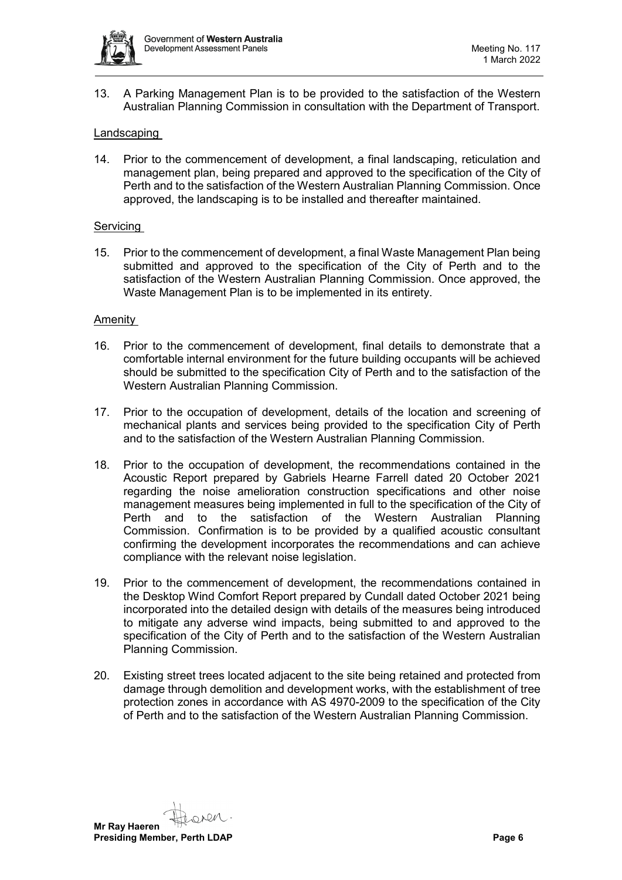13. A Parking Management Plan is to be provided to the satisfaction of the Western Australian Planning Commission in consultation with the Department of Transport.

Landscaping

14. Prior to the commencement of development, a final landscaping, reticulation and management plan, being prepared and approved to the specification of the City of Perth and to the satisfaction of the Western Australian Planning Commission. Once approved, the landscaping is to be installed and thereafter maintained.

Servicing

15. Prior to the commencement of development, a final Waste Management Plan being submitted and approved to the specification of the City of Perth and to the satisfaction of the Western Australian Planning Commission. Once approved, the Waste Management Plan is to be implemented in its entirety.

Amenity

16. Prior to the commencement of development, final details to demonstrate that a comfortable internal environment for the future building occupants will be achieved should be submitted to the specification City of Perth and to the satisfaction of the Western Australian Planning Commission.

17. Prior to the occupation of development, details of the location and screening of mechanical plants and services being provided to the specification City of Perth and to the satisfaction of the Western Australian Planning Commission.

18. Prior to the occupation of development, the recommendations contained in the Acoustic Report prepared by Gabriels Hearne Farrell dated 20 October 2021 regarding the noise amelioration construction specifications and other noise management measures being implemented in full to the specification of the City of Perth and to the satisfaction of the Western Australian Planning Commission. Confirmation is to be provided by a qualified acoustic consultant confirming the development incorporates the recommendations and can achieve compliance with the relevant noise legislation.

19. Prior to the commencement of development, the recommendations contained in the Desktop Wind Comfort Report prepared by Cundall dated October 2021 being incorporated into the detailed design with details of the measures being introduced to mitigate any adverse wind impacts, being submitted to and approved to the specification of the City of Perth and to the satisfaction of the Western Australian Planning Commission.

20. Existing street trees located adjacent to the site being retained and protected from damage through demolition and development works, with the establishment of tree protection zones in accordance with AS 4970-2009 to the specification of the City of Perth and to the satisfaction of the Western Australian Planning Commission.

**Mr Ray Haeren**
**Presiding Member, Perth LDAP**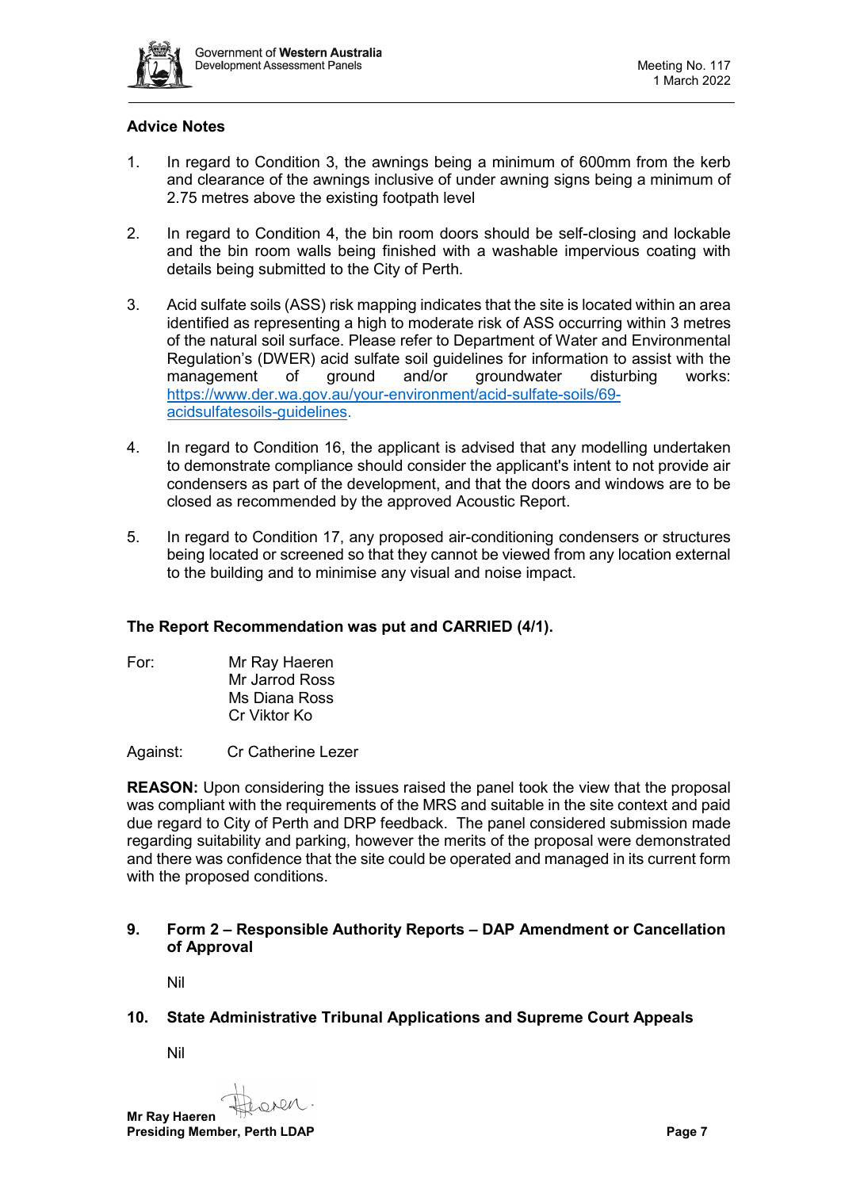**Advice Notes**

1. In regard to Condition 3, the awnings being a minimum of 600mm from the kerb and clearance of the awnings inclusive of under awning signs being a minimum of 2.75 metres above the existing footpath level

2. In regard to Condition 4, the bin room doors should be self-closing and lockable and the bin room walls being finished with a washable impervious coating with details being submitted to the City of Perth.

3. Acid sulfate soils (ASS) risk mapping indicates that the site is located within an area identified as representing a high to moderate risk of ASS occurring within 3 metres of the natural soil surface. Please refer to Department of Water and Environmental Regulation's (DWER) acid sulfate soil guidelines for information to assist with the management of ground and/or groundwater disturbing works: [https://www.der.wa.gov.au/your-environment/acid-sulfate-soils/69-acidsulfatesoils-guidelines](https://www.der.wa.gov.au/your-environment/acid-sulfate-soils/69-acidsulfatesoils-guidelines).

4. In regard to Condition 16, the applicant is advised that any modelling undertaken to demonstrate compliance should consider the applicant's intent to not provide air condensers as part of the development, and that the doors and windows are to be closed as recommended by the approved Acoustic Report.

5. In regard to Condition 17, any proposed air-conditioning condensers or structures being located or screened so that they cannot be viewed from any location external to the building and to minimise any visual and noise impact.

**The Report Recommendation was put and CARRIED (4/1).**

For: Mr Ray Haeren
Mr Jarrod Ross
Ms Diana Ross
Cr Viktor Ko

Against: Cr Catherine Lezer

**REASON:** Upon considering the issues raised the panel took the view that the proposal was compliant with the requirements of the MRS and suitable in the site context and paid due regard to City of Perth and DRP feedback. The panel considered submission made regarding suitability and parking, however the merits of the proposal were demonstrated and there was confidence that the site could be operated and managed in its current form with the proposed conditions.

## 9. Form 2 – Responsible Authority Reports – DAP Amendment or Cancellation of Approval

Nil

## 10. State Administrative Tribunal Applications and Supreme Court Appeals

Nil

**Mr Ray Haeren**
**Presiding Member, Perth LDAP**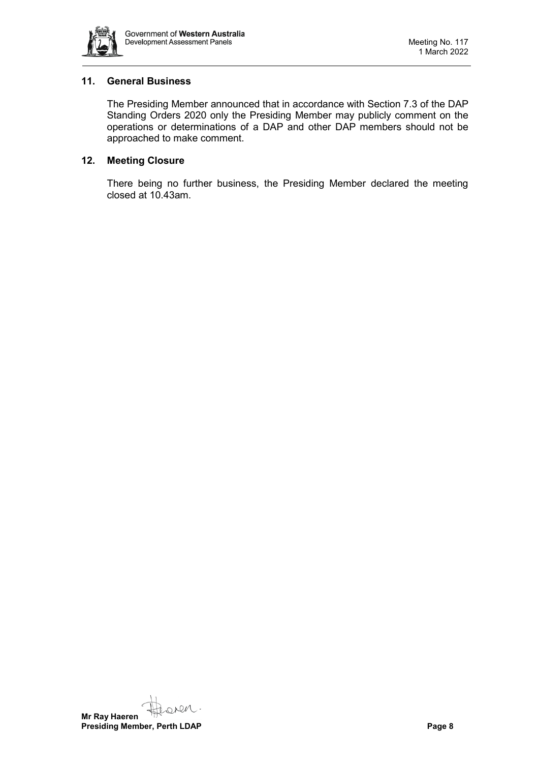## 11. General Business

The Presiding Member announced that in accordance with Section 7.3 of the DAP Standing Orders 2020 only the Presiding Member may publicly comment on the operations or determinations of a DAP and other DAP members should not be approached to make comment.

## 12. Meeting Closure

There being no further business, the Presiding Member declared the meeting closed at 10.43am.

**Mr Ray Haeren**
**Presiding Member, Perth LDAP**